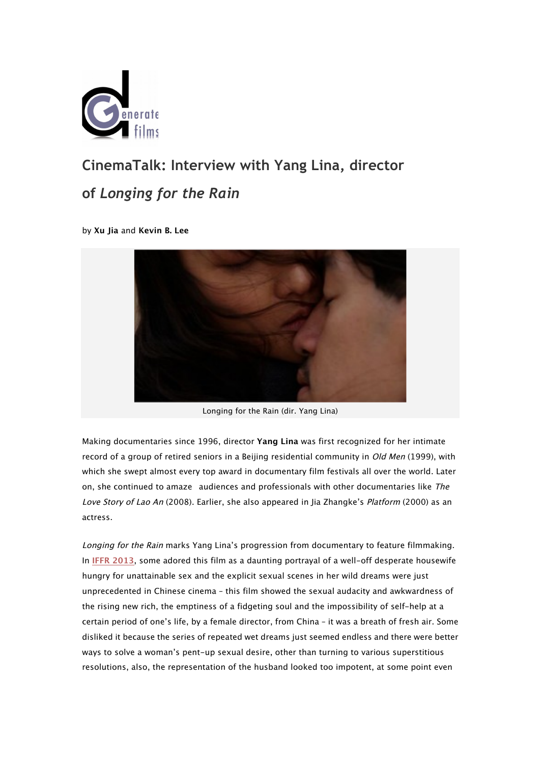# CinemaTalk: Interview with Yang Lina, director of *Longing for the Rain*

by **Xu Jia** and **Kevin B. Lee**

Longing for the Rain (dir. Yang Lina)

Making documentaries since 1996, director **Yang Lina** was first recognized for her intimate record of a group of retired seniors in a Beijing residential community in *Old Men* (1999), with which she swept almost every top award in documentary film festivals all over the world. Later on, she continued to amaze audiences and professionals with other documentaries like *The Love Story of Lao An* (2008). Earlier, she also appeared in Jia Zhangke's *Platform* (2000) as an actress.

*Longing for the Rain* marks Yang Lina's progression from documentary to feature filmmaking. In IFFR 2013, some adored this film as a daunting portrayal of a well-off desperate housewife hungry for unattainable sex and the explicit sexual scenes in her wild dreams were just unprecedented in Chinese cinema – this film showed the sexual audacity and awkwardness of the rising new rich, the emptiness of a fidgeting soul and the impossibility of self-help at a certain period of one's life, by a female director, from China – it was a breath of fresh air. Some disliked it because the series of repeated wet dreams just seemed endless and there were better ways to solve a woman's pent-up sexual desire, other than turning to various superstitious resolutions, also, the representation of the husband looked too impotent, at some point even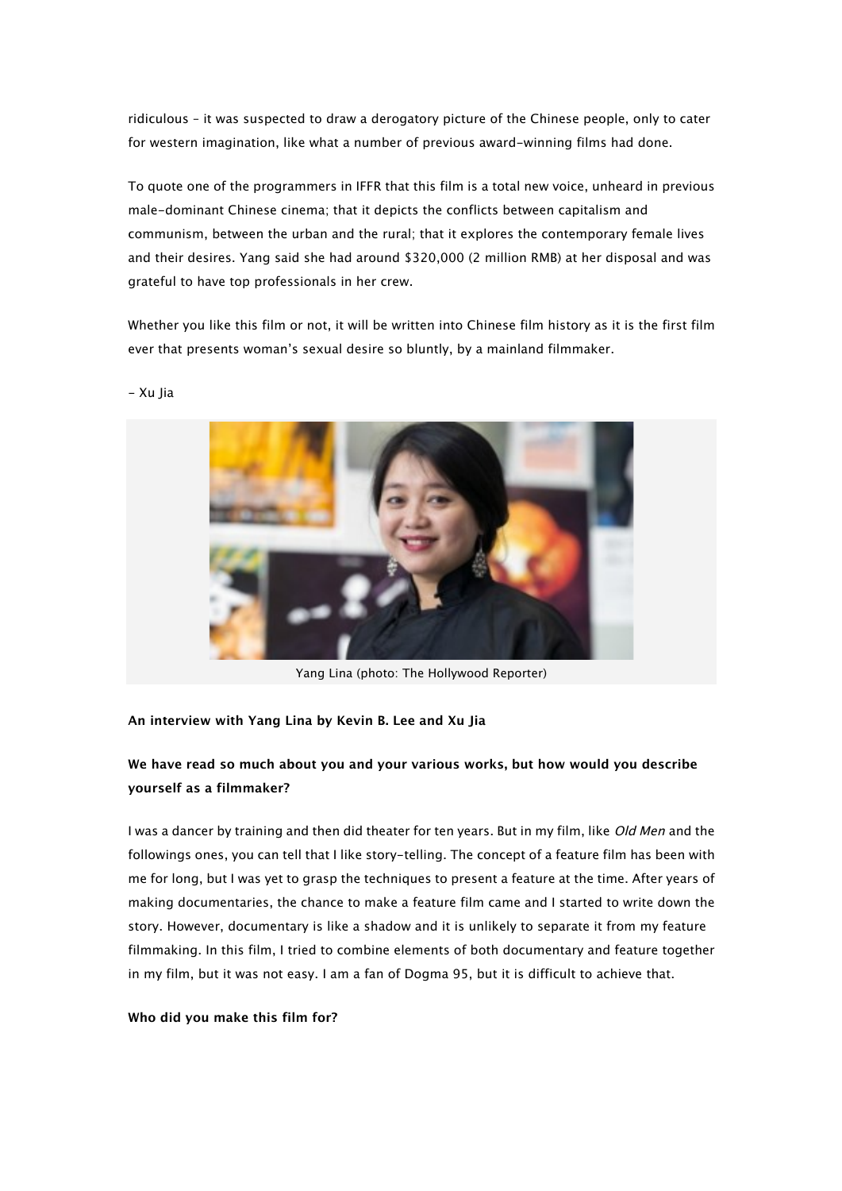ridiculous – it was suspected to draw a derogatory picture of the Chinese people, only to cater for western imagination, like what a number of previous award-winning films had done.

To quote one of the programmers in IFFR that this film is a total new voice, unheard in previous male-dominant Chinese cinema; that it depicts the conflicts between capitalism and communism, between the urban and the rural; that it explores the contemporary female lives and their desires. Yang said she had around $320,000 (2 million RMB) at her disposal and was grateful to have top professionals in her crew.

Whether you like this film or not, it will be written into Chinese film history as it is the first film ever that presents woman's sexual desire so bluntly, by a mainland filmmaker.

– Xu Jia

Yang Lina (photo: The Hollywood Reporter)

**An interview with Yang Lina by Kevin B. Lee and Xu Jia**

**We have read so much about you and your various works, but how would you describe yourself as a filmmaker?**

I was a dancer by training and then did theater for ten years. But in my film, like *Old Men* and the followings ones, you can tell that I like story-telling. The concept of a feature film has been with me for long, but I was yet to grasp the techniques to present a feature at the time. After years of making documentaries, the chance to make a feature film came and I started to write down the story. However, documentary is like a shadow and it is unlikely to separate it from my feature filmmaking. In this film, I tried to combine elements of both documentary and feature together in my film, but it was not easy. I am a fan of Dogma 95, but it is difficult to achieve that.

**Who did you make this film for?**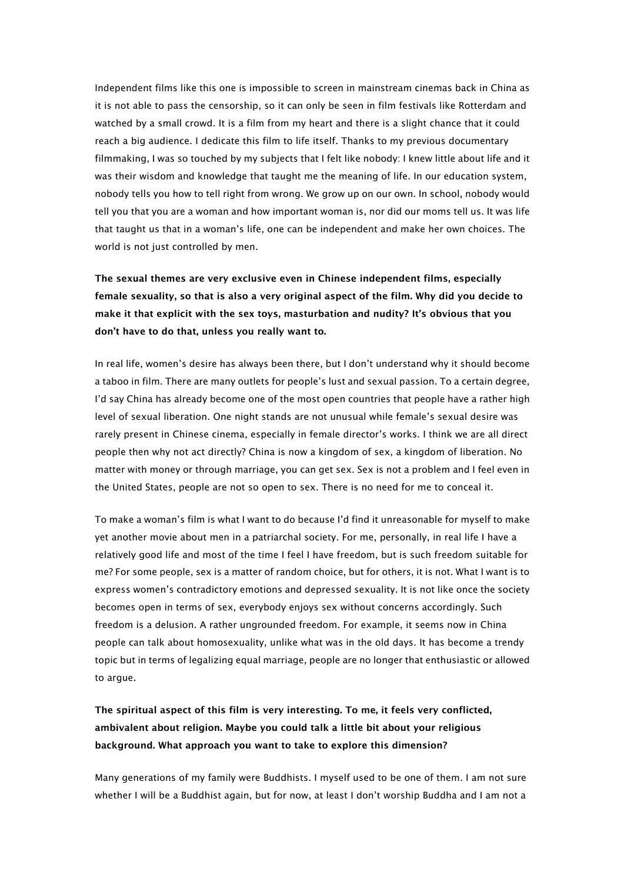Independent films like this one is impossible to screen in mainstream cinemas back in China as it is not able to pass the censorship, so it can only be seen in film festivals like Rotterdam and watched by a small crowd. It is a film from my heart and there is a slight chance that it could reach a big audience. I dedicate this film to life itself. Thanks to my previous documentary filmmaking, I was so touched by my subjects that I felt like nobody: I knew little about life and it was their wisdom and knowledge that taught me the meaning of life. In our education system, nobody tells you how to tell right from wrong. We grow up on our own. In school, nobody would tell you that you are a woman and how important woman is, nor did our moms tell us. It was life that taught us that in a woman's life, one can be independent and make her own choices. The world is not just controlled by men.

**The sexual themes are very exclusive even in Chinese independent films, especially female sexuality, so that is also a very original aspect of the film. Why did you decide to make it that explicit with the sex toys, masturbation and nudity? It's obvious that you don't have to do that, unless you really want to.**

In real life, women's desire has always been there, but I don't understand why it should become a taboo in film. There are many outlets for people's lust and sexual passion. To a certain degree, I'd say China has already become one of the most open countries that people have a rather high level of sexual liberation. One night stands are not unusual while female's sexual desire was rarely present in Chinese cinema, especially in female director's works. I think we are all direct people then why not act directly? China is now a kingdom of sex, a kingdom of liberation. No matter with money or through marriage, you can get sex. Sex is not a problem and I feel even in the United States, people are not so open to sex. There is no need for me to conceal it.

To make a woman's film is what I want to do because I'd find it unreasonable for myself to make yet another movie about men in a patriarchal society. For me, personally, in real life I have a relatively good life and most of the time I feel I have freedom, but is such freedom suitable for me? For some people, sex is a matter of random choice, but for others, it is not. What I want is to express women's contradictory emotions and depressed sexuality. It is not like once the society becomes open in terms of sex, everybody enjoys sex without concerns accordingly. Such freedom is a delusion. A rather ungrounded freedom. For example, it seems now in China people can talk about homosexuality, unlike what was in the old days. It has become a trendy topic but in terms of legalizing equal marriage, people are no longer that enthusiastic or allowed to argue.

**The spiritual aspect of this film is very interesting. To me, it feels very conflicted, ambivalent about religion. Maybe you could talk a little bit about your religious background. What approach you want to take to explore this dimension?**

Many generations of my family were Buddhists. I myself used to be one of them. I am not sure whether I will be a Buddhist again, but for now, at least I don't worship Buddha and I am not a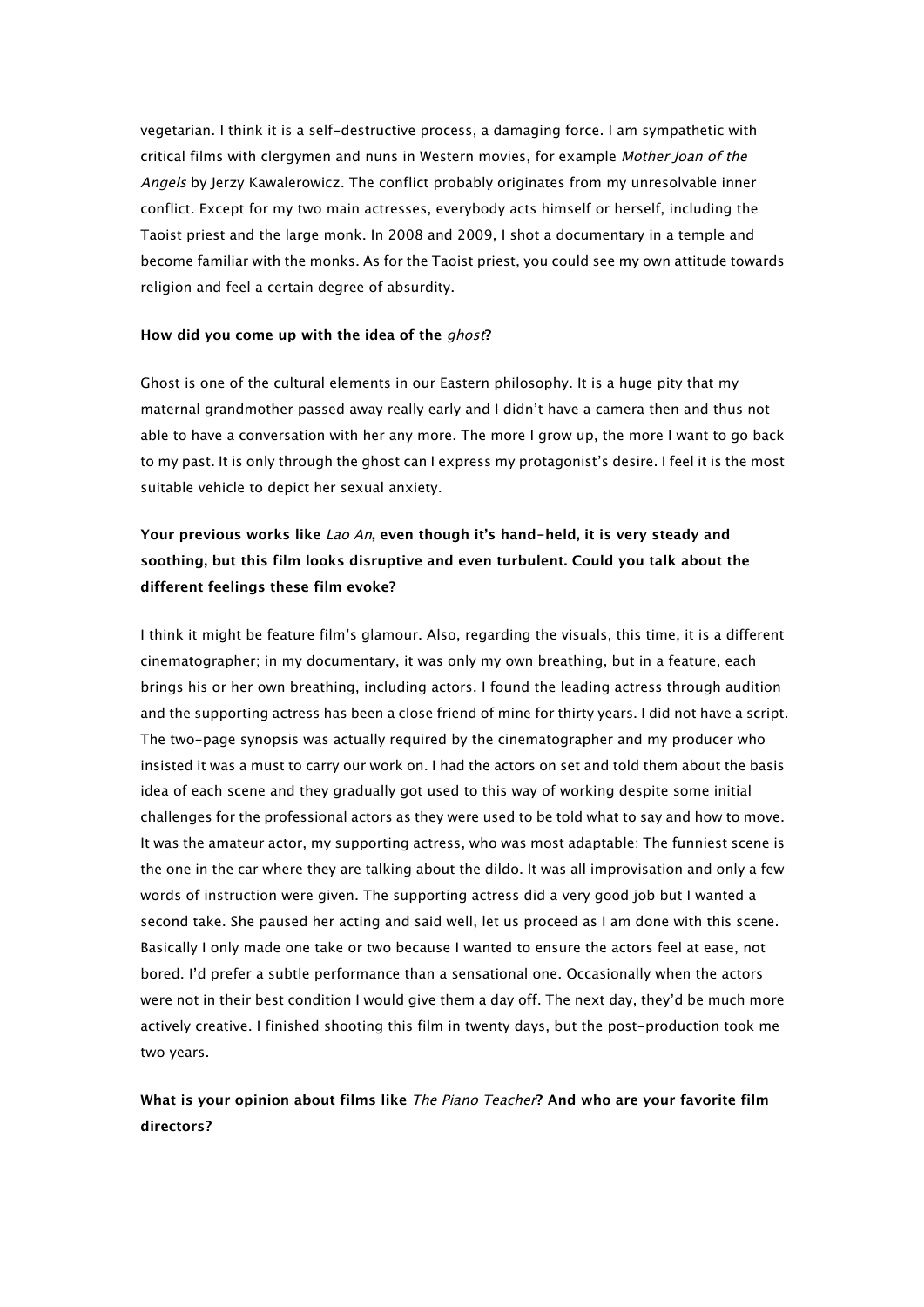vegetarian. I think it is a self-destructive process, a damaging force. I am sympathetic with critical films with clergymen and nuns in Western movies, for example *Mother Joan of the Angels* by Jerzy Kawalerowicz. The conflict probably originates from my unresolvable inner conflict. Except for my two main actresses, everybody acts himself or herself, including the Taoist priest and the large monk. In 2008 and 2009, I shot a documentary in a temple and become familiar with the monks. As for the Taoist priest, you could see my own attitude towards religion and feel a certain degree of absurdity.

**How did you come up with the idea of the *ghost*?**

Ghost is one of the cultural elements in our Eastern philosophy. It is a huge pity that my maternal grandmother passed away really early and I didn't have a camera then and thus not able to have a conversation with her any more. The more I grow up, the more I want to go back to my past. It is only through the ghost can I express my protagonist's desire. I feel it is the most suitable vehicle to depict her sexual anxiety.

**Your previous works like *Lao An*, even though it's hand-held, it is very steady and soothing, but this film looks disruptive and even turbulent. Could you talk about the different feelings these film evoke?**

I think it might be feature film's glamour. Also, regarding the visuals, this time, it is a different cinematographer; in my documentary, it was only my own breathing, but in a feature, each brings his or her own breathing, including actors. I found the leading actress through audition and the supporting actress has been a close friend of mine for thirty years. I did not have a script. The two-page synopsis was actually required by the cinematographer and my producer who insisted it was a must to carry our work on. I had the actors on set and told them about the basis idea of each scene and they gradually got used to this way of working despite some initial challenges for the professional actors as they were used to be told what to say and how to move. It was the amateur actor, my supporting actress, who was most adaptable: The funniest scene is the one in the car where they are talking about the dildo. It was all improvisation and only a few words of instruction were given. The supporting actress did a very good job but I wanted a second take. She paused her acting and said well, let us proceed as I am done with this scene. Basically I only made one take or two because I wanted to ensure the actors feel at ease, not bored. I'd prefer a subtle performance than a sensational one. Occasionally when the actors were not in their best condition I would give them a day off. The next day, they'd be much more actively creative. I finished shooting this film in twenty days, but the post-production took me two years.

**What is your opinion about films like *The Piano Teacher*? And who are your favorite film directors?**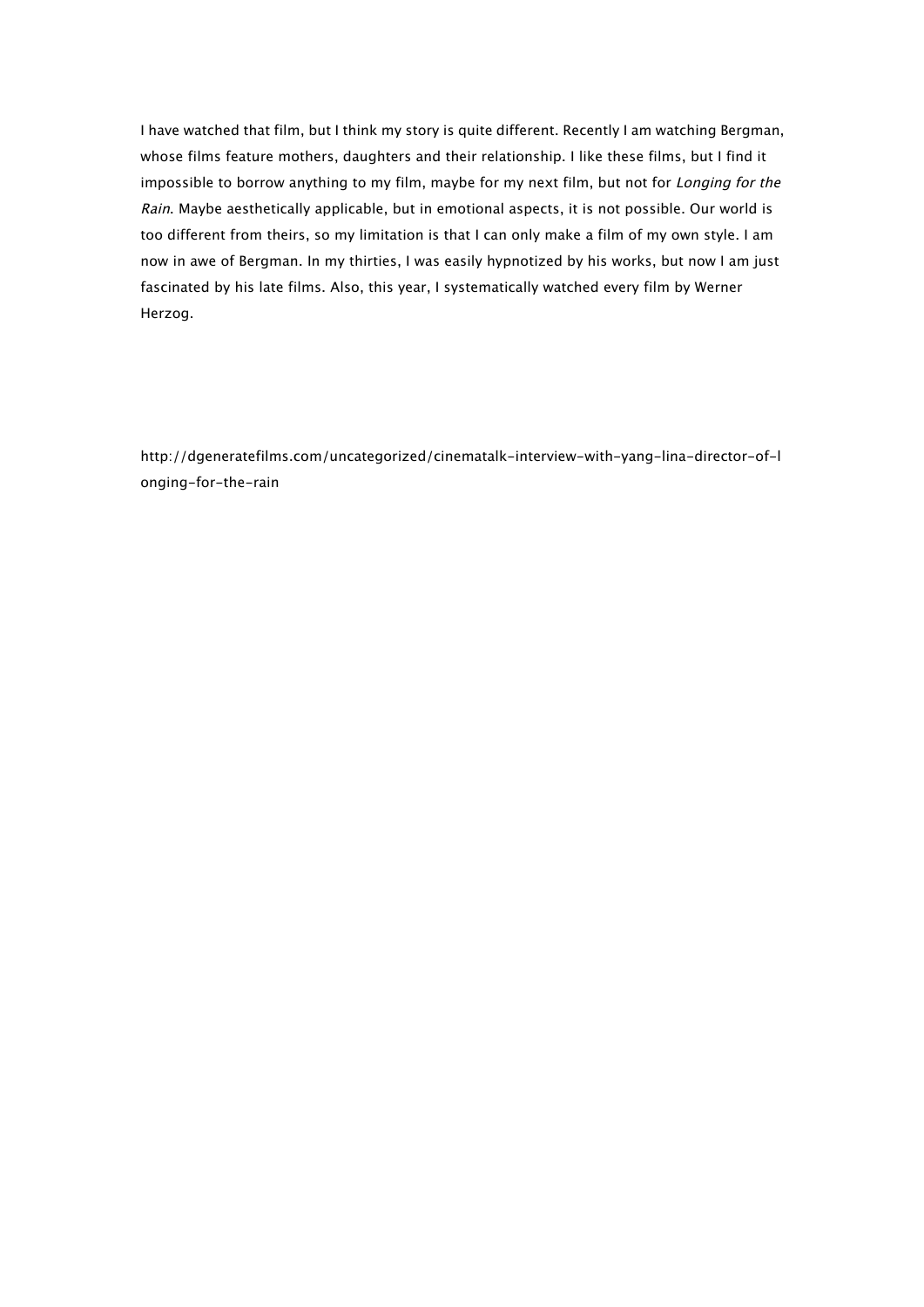I have watched that film, but I think my story is quite different. Recently I am watching Bergman, whose films feature mothers, daughters and their relationship. I like these films, but I find it impossible to borrow anything to my film, maybe for my next film, but not for *Longing for the Rain*. Maybe aesthetically applicable, but in emotional aspects, it is not possible. Our world is too different from theirs, so my limitation is that I can only make a film of my own style. I am now in awe of Bergman. In my thirties, I was easily hypnotized by his works, but now I am just fascinated by his late films. Also, this year, I systematically watched every film by Werner Herzog.

http://dgeneratefilms.com/uncategorized/cinematalk-interview-with-yang-lina-director-of-longing-for-the-rain